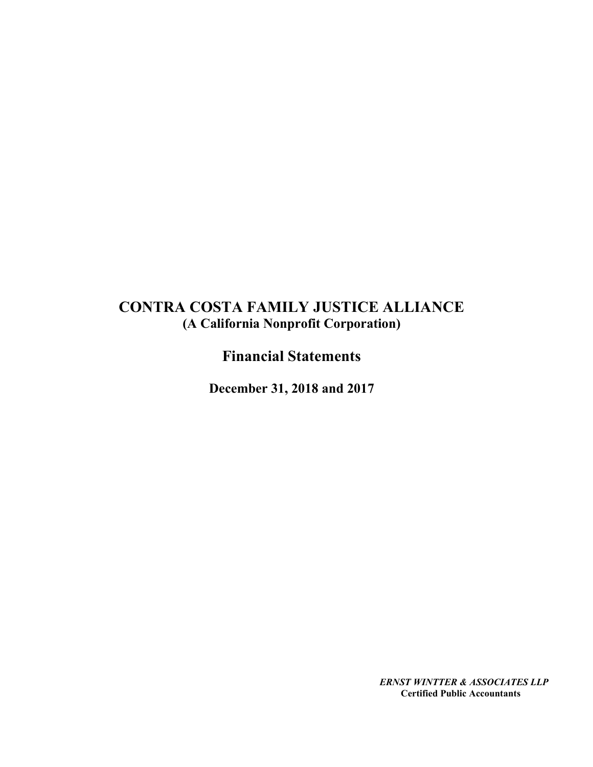# CONTRA COSTA FAMILY JUSTICE ALLIANCE

**(A California Nonprofit Corporation)**

## Financial Statements

**December 31, 2018 and 2017**

***ERNST WINTTER & ASSOCIATES LLP***
**Certified Public Accountants**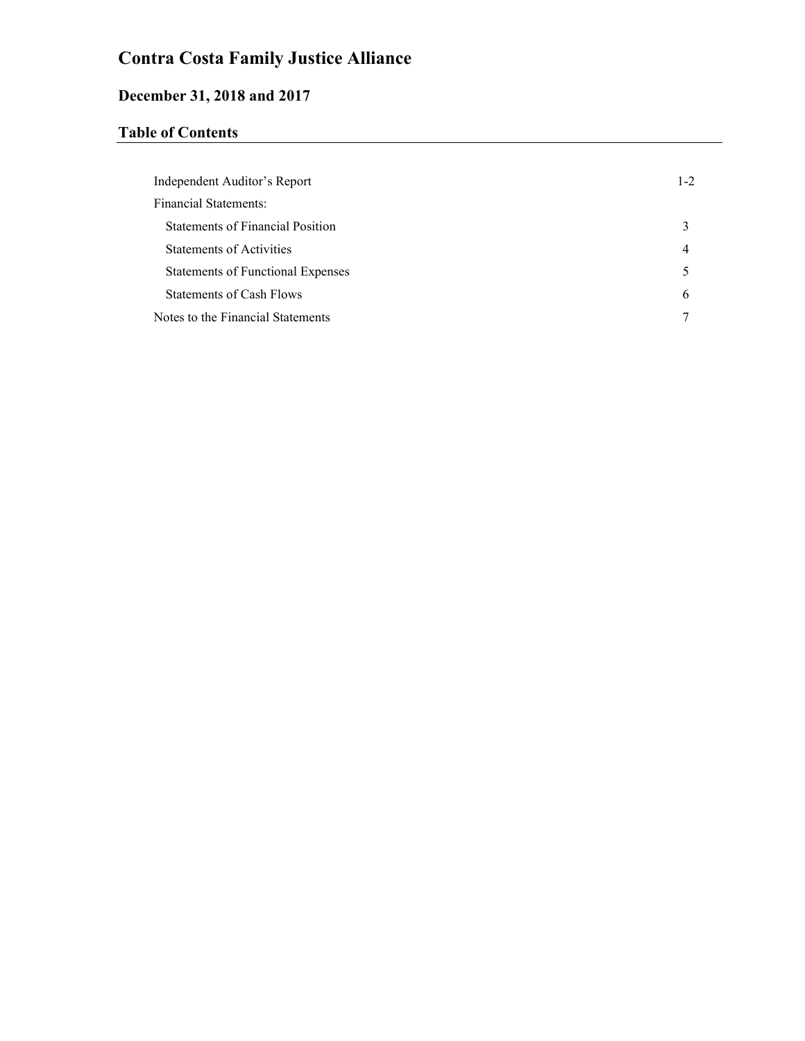# Contra Costa Family Justice Alliance

## December 31, 2018 and 2017

## Table of Contents

| | |
|---|---|
| Independent Auditor's Report | 1-2 |
| Financial Statements: | |
| Statements of Financial Position | 3 |
| Statements of Activities | 4 |
| Statements of Functional Expenses | 5 |
| Statements of Cash Flows | 6 |
| Notes to the Financial Statements | 7 |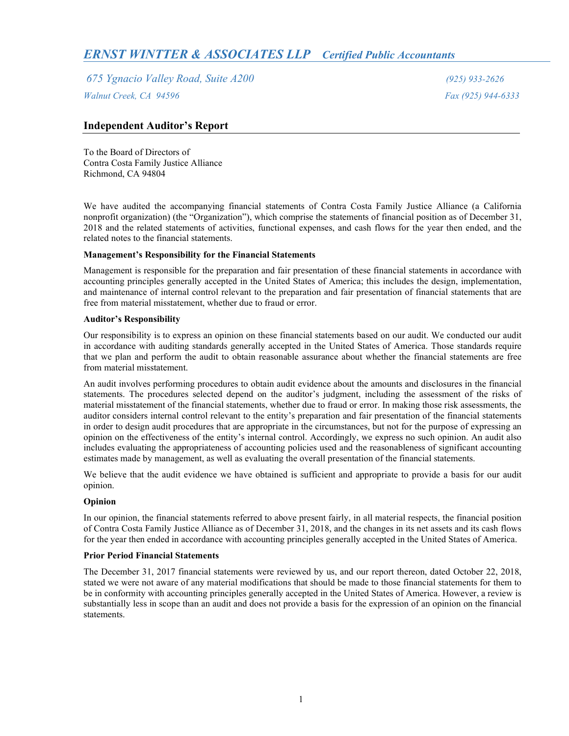*ERNST WINTTER & ASSOCIATES LLP* *Certified Public Accountants*

*675 Ygnacio Valley Road, Suite A200* *(925) 933-2626*

*Walnut Creek, CA 94596* *Fax (925) 944-6333*

## Independent Auditor's Report

To the Board of Directors of
Contra Costa Family Justice Alliance
Richmond, CA 94804

We have audited the accompanying financial statements of Contra Costa Family Justice Alliance (a California nonprofit organization) (the "Organization"), which comprise the statements of financial position as of December 31, 2018 and the related statements of activities, functional expenses, and cash flows for the year then ended, and the related notes to the financial statements.

**Management's Responsibility for the Financial Statements**

Management is responsible for the preparation and fair presentation of these financial statements in accordance with accounting principles generally accepted in the United States of America; this includes the design, implementation, and maintenance of internal control relevant to the preparation and fair presentation of financial statements that are free from material misstatement, whether due to fraud or error.

**Auditor's Responsibility**

Our responsibility is to express an opinion on these financial statements based on our audit. We conducted our audit in accordance with auditing standards generally accepted in the United States of America. Those standards require that we plan and perform the audit to obtain reasonable assurance about whether the financial statements are free from material misstatement.

An audit involves performing procedures to obtain audit evidence about the amounts and disclosures in the financial statements. The procedures selected depend on the auditor's judgment, including the assessment of the risks of material misstatement of the financial statements, whether due to fraud or error. In making those risk assessments, the auditor considers internal control relevant to the entity's preparation and fair presentation of the financial statements in order to design audit procedures that are appropriate in the circumstances, but not for the purpose of expressing an opinion on the effectiveness of the entity's internal control. Accordingly, we express no such opinion. An audit also includes evaluating the appropriateness of accounting policies used and the reasonableness of significant accounting estimates made by management, as well as evaluating the overall presentation of the financial statements.

We believe that the audit evidence we have obtained is sufficient and appropriate to provide a basis for our audit opinion.

**Opinion**

In our opinion, the financial statements referred to above present fairly, in all material respects, the financial position of Contra Costa Family Justice Alliance as of December 31, 2018, and the changes in its net assets and its cash flows for the year then ended in accordance with accounting principles generally accepted in the United States of America.

**Prior Period Financial Statements**

The December 31, 2017 financial statements were reviewed by us, and our report thereon, dated October 22, 2018, stated we were not aware of any material modifications that should be made to those financial statements for them to be in conformity with accounting principles generally accepted in the United States of America. However, a review is substantially less in scope than an audit and does not provide a basis for the expression of an opinion on the financial statements.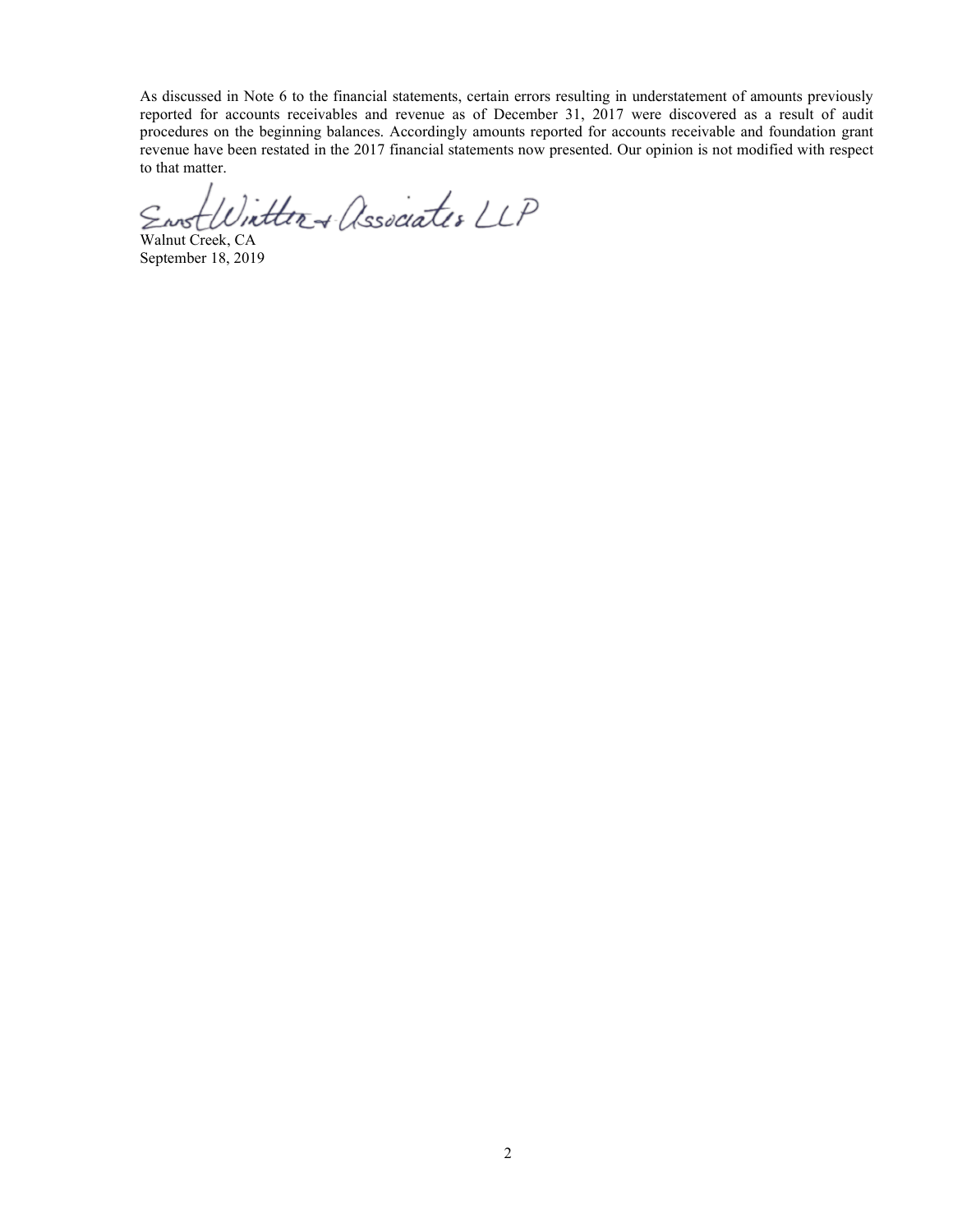As discussed in Note 6 to the financial statements, certain errors resulting in understatement of amounts previously reported for accounts receivables and revenue as of December 31, 2017 were discovered as a result of audit procedures on the beginning balances. Accordingly amounts reported for accounts receivable and foundation grant revenue have been restated in the 2017 financial statements now presented. Our opinion is not modified with respect to that matter.

Ernst Wintter & Associates LLP

Walnut Creek, CA
September 18, 2019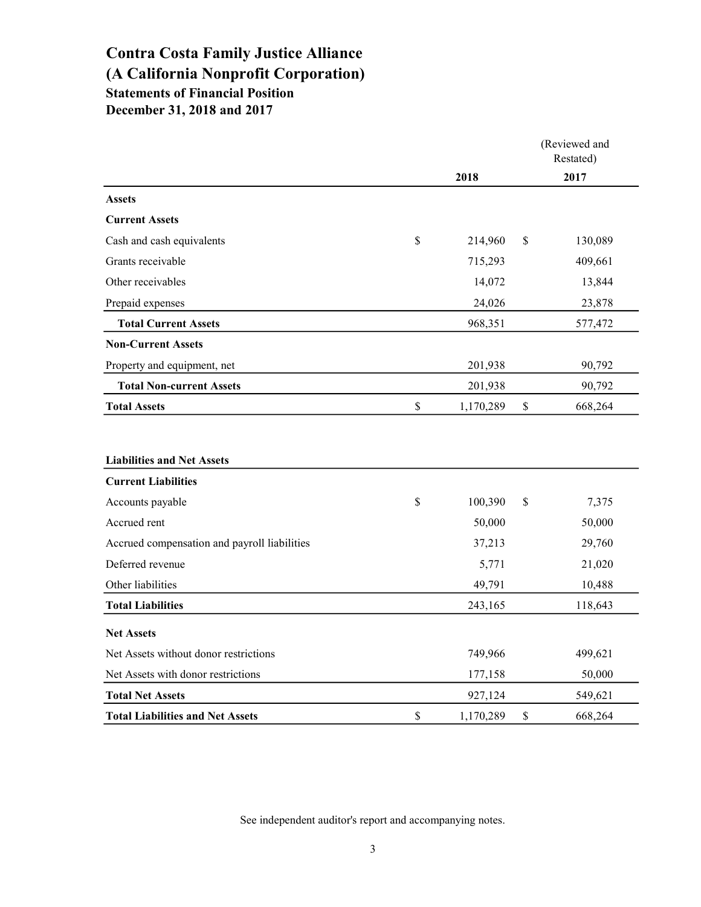# Contra Costa Family Justice Alliance
# (A California Nonprofit Corporation)
## Statements of Financial Position
## December 31, 2018 and 2017

| | 2018 | (Reviewed and Restated) 2017 |
|---|---|---|
| **Assets** | | |
| **Current Assets** | | |
| Cash and cash equivalents | $ 214,960 | $ 130,089 |
| Grants receivable | 715,293 | 409,661 |
| Other receivables | 14,072 | 13,844 |
| Prepaid expenses | 24,026 | 23,878 |
| **Total Current Assets** | 968,351 | 577,472 |
| **Non-Current Assets** | | |
| Property and equipment, net | 201,938 | 90,792 |
| **Total Non-current Assets** | 201,938 | 90,792 |
| **Total Assets** | $ 1,170,289 | $ 668,264 |

| | 2018 | 2017 |
|---|---|---|
| **Liabilities and Net Assets** | | |
| **Current Liabilities** | | |
| Accounts payable | $ 100,390 | $ 7,375 |
| Accrued rent | 50,000 | 50,000 |
| Accrued compensation and payroll liabilities | 37,213 | 29,760 |
| Deferred revenue | 5,771 | 21,020 |
| Other liabilities | 49,791 | 10,488 |
| **Total Liabilities** | 243,165 | 118,643 |
| **Net Assets** | | |
| Net Assets without donor restrictions | 749,966 | 499,621 |
| Net Assets with donor restrictions | 177,158 | 50,000 |
| **Total Net Assets** | 927,124 | 549,621 |
| **Total Liabilities and Net Assets** | $ 1,170,289 | $ 668,264 |

See independent auditor's report and accompanying notes.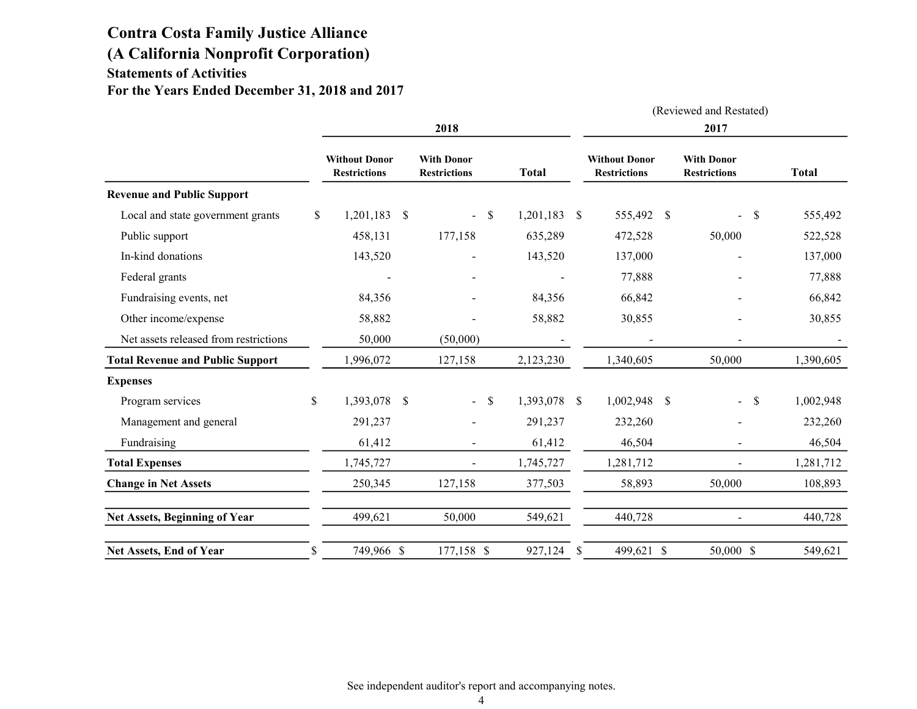# Contra Costa Family Justice Alliance
## (A California Nonprofit Corporation)
### Statements of Activities
### For the Years Ended December 31, 2018 and 2017

| | 2018 | | | 2017 (Reviewed and Restated) | | |
|---|---|---|---|---|---|---|
| | Without Donor Restrictions | With Donor Restrictions | Total | Without Donor Restrictions | With Donor Restrictions | Total |
| **Revenue and Public Support** | | | | | | |
| Local and state government grants | $ 1,201,183 | $ - | $ 1,201,183 | $ 555,492 | $ - | $ 555,492 |
| Public support | 458,131 | 177,158 | 635,289 | 472,528 | 50,000 | 522,528 |
| In-kind donations | 143,520 | - | 143,520 | 137,000 | - | 137,000 |
| Federal grants | - | - | - | 77,888 | - | 77,888 |
| Fundraising events, net | 84,356 | - | 84,356 | 66,842 | - | 66,842 |
| Other income/expense | 58,882 | - | 58,882 | 30,855 | - | 30,855 |
| Net assets released from restrictions | 50,000 | (50,000) | - | - | - | - |
| **Total Revenue and Public Support** | 1,996,072 | 127,158 | 2,123,230 | 1,340,605 | 50,000 | 1,390,605 |
| **Expenses** | | | | | | |
| Program services | $ 1,393,078 | $ - | $ 1,393,078 | $ 1,002,948 | $ - | $ 1,002,948 |
| Management and general | 291,237 | - | 291,237 | 232,260 | - | 232,260 |
| Fundraising | 61,412 | - | 61,412 | 46,504 | - | 46,504 |
| **Total Expenses** | 1,745,727 | - | 1,745,727 | 1,281,712 | - | 1,281,712 |
| **Change in Net Assets** | 250,345 | 127,158 | 377,503 | 58,893 | 50,000 | 108,893 |
| **Net Assets, Beginning of Year** | 499,621 | 50,000 | 549,621 | 440,728 | - | 440,728 |
| **Net Assets, End of Year** | $ 749,966 | $ 177,158 | $ 927,124 | $ 499,621 | $ 50,000 | $ 549,621 |

See independent auditor's report and accompanying notes.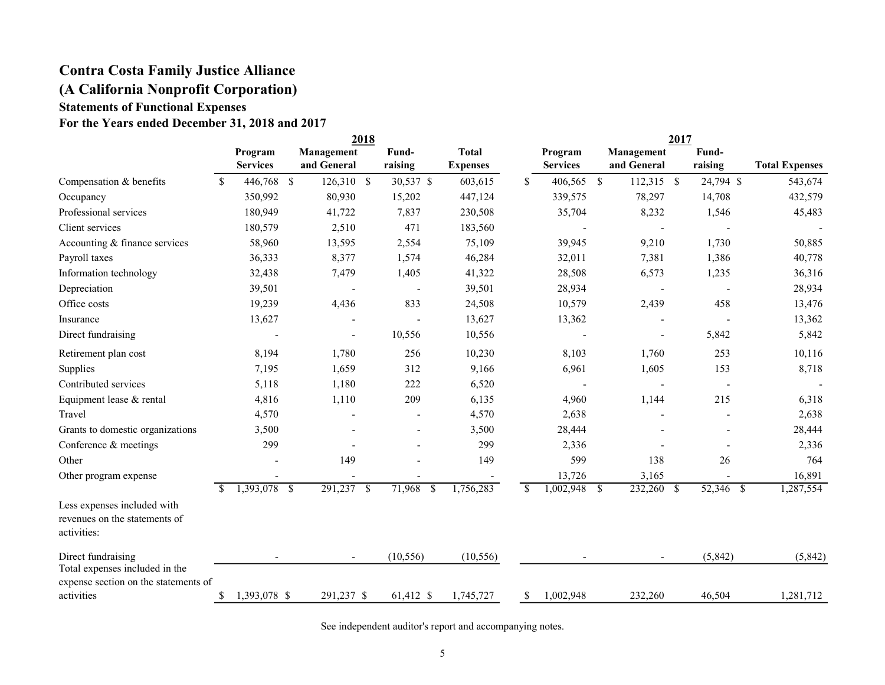# Contra Costa Family Justice Alliance

## (A California Nonprofit Corporation)

### Statements of Functional Expenses

### For the Years ended December 31, 2018 and 2017

| | 2018 | | | | 2017 | | | |
|---|---|---|---|---|---|---|---|---|
| | Program Services | Management and General | Fund-raising | Total Expenses | Program Services | Management and General | Fund-raising | Total Expenses |
| Compensation & benefits | $ 446,768 | $ 126,310 | $ 30,537 | $ 603,615 | $ 406,565 | $ 112,315 | $ 24,794 | $ 543,674 |
| Occupancy | 350,992 | 80,930 | 15,202 | 447,124 | 339,575 | 78,297 | 14,708 | 432,579 |
| Professional services | 180,949 | 41,722 | 7,837 | 230,508 | 35,704 | 8,232 | 1,546 | 45,483 |
| Client services | 180,579 | 2,510 | 471 | 183,560 | - | - | - | - |
| Accounting & finance services | 58,960 | 13,595 | 2,554 | 75,109 | 39,945 | 9,210 | 1,730 | 50,885 |
| Payroll taxes | 36,333 | 8,377 | 1,574 | 46,284 | 32,011 | 7,381 | 1,386 | 40,778 |
| Information technology | 32,438 | 7,479 | 1,405 | 41,322 | 28,508 | 6,573 | 1,235 | 36,316 |
| Depreciation | 39,501 | - | - | 39,501 | 28,934 | - | - | 28,934 |
| Office costs | 19,239 | 4,436 | 833 | 24,508 | 10,579 | 2,439 | 458 | 13,476 |
| Insurance | 13,627 | - | - | 13,627 | 13,362 | - | - | 13,362 |
| Direct fundraising | - | - | 10,556 | 10,556 | - | - | 5,842 | 5,842 |
| Retirement plan cost | 8,194 | 1,780 | 256 | 10,230 | 8,103 | 1,760 | 253 | 10,116 |
| Supplies | 7,195 | 1,659 | 312 | 9,166 | 6,961 | 1,605 | 153 | 8,718 |
| Contributed services | 5,118 | 1,180 | 222 | 6,520 | - | - | - | - |
| Equipment lease & rental | 4,816 | 1,110 | 209 | 6,135 | 4,960 | 1,144 | 215 | 6,318 |
| Travel | 4,570 | - | - | 4,570 | 2,638 | - | - | 2,638 |
| Grants to domestic organizations | 3,500 | - | - | 3,500 | 28,444 | - | - | 28,444 |
| Conference & meetings | 299 | - | - | 299 | 2,336 | - | - | 2,336 |
| Other | - | 149 | - | 149 | 599 | 138 | 26 | 764 |
| Other program expense | - | - | - | - | 13,726 | 3,165 | - | 16,891 |
| | $ 1,393,078 | $ 291,237 | $ 71,968 | $ 1,756,283 | $ 1,002,948 | $ 232,260 | $ 52,346 | $ 1,287,554 |
| Less expenses included with revenues on the statements of activities: | | | | | | | | |
| Direct fundraising | - | - | (10,556) | (10,556) | - | - | (5,842) | (5,842) |
| Total expenses included in the expense section on the statements of activities | $ 1,393,078 | $ 291,237 | $ 61,412 | $ 1,745,727 | $ 1,002,948 | 232,260 | 46,504 | 1,281,712 |

See independent auditor's report and accompanying notes.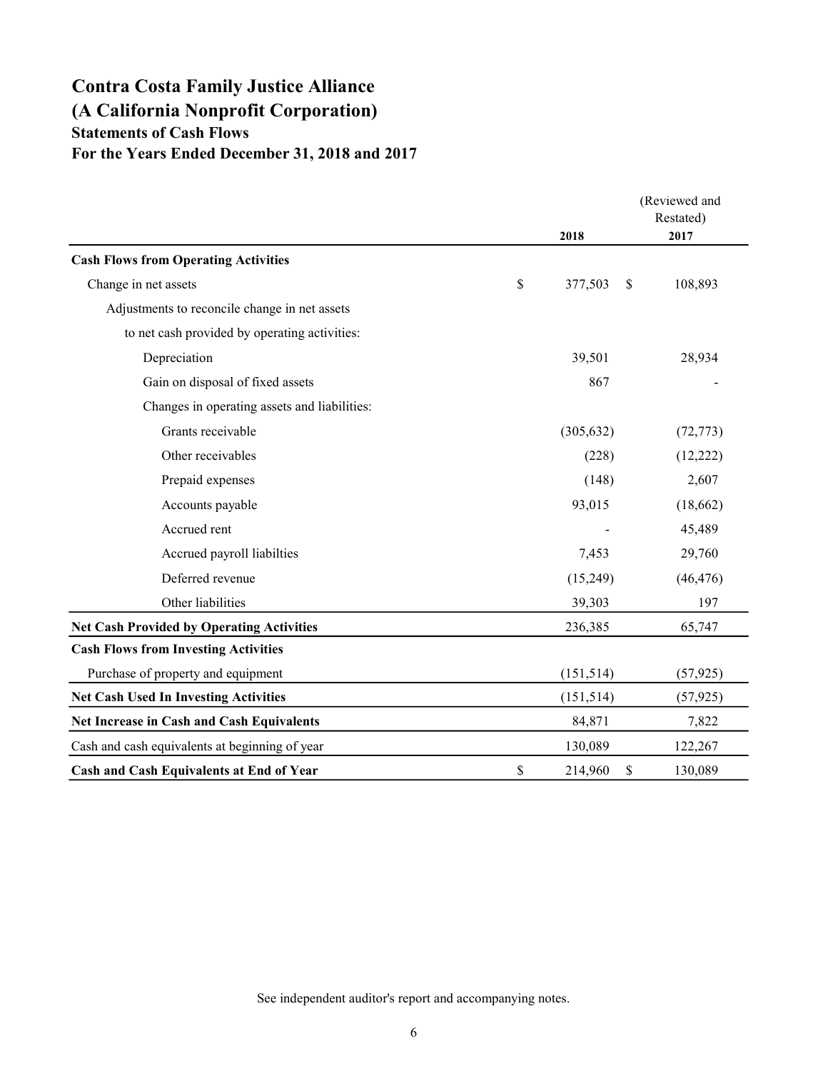# Contra Costa Family Justice Alliance
# (A California Nonprofit Corporation)
## Statements of Cash Flows
## For the Years Ended December 31, 2018 and 2017

| | 2018 | (Reviewed and Restated) 2017 |
|---|---|---|
| **Cash Flows from Operating Activities** | | |
| Change in net assets | $ 377,503 | $ 108,893 |
| Adjustments to reconcile change in net assets to net cash provided by operating activities: | | |
| Depreciation | 39,501 | 28,934 |
| Gain on disposal of fixed assets | 867 | - |
| Changes in operating assets and liabilities: | | |
| Grants receivable | (305,632) | (72,773) |
| Other receivables | (228) | (12,222) |
| Prepaid expenses | (148) | 2,607 |
| Accounts payable | 93,015 | (18,662) |
| Accrued rent | - | 45,489 |
| Accrued payroll liabilties | 7,453 | 29,760 |
| Deferred revenue | (15,249) | (46,476) |
| Other liabilities | 39,303 | 197 |
| **Net Cash Provided by Operating Activities** | 236,385 | 65,747 |
| **Cash Flows from Investing Activities** | | |
| Purchase of property and equipment | (151,514) | (57,925) |
| **Net Cash Used In Investing Activities** | (151,514) | (57,925) |
| **Net Increase in Cash and Cash Equivalents** | 84,871 | 7,822 |
| Cash and cash equivalents at beginning of year | 130,089 | 122,267 |
| **Cash and Cash Equivalents at End of Year** | $ 214,960 | $ 130,089 |

See independent auditor's report and accompanying notes.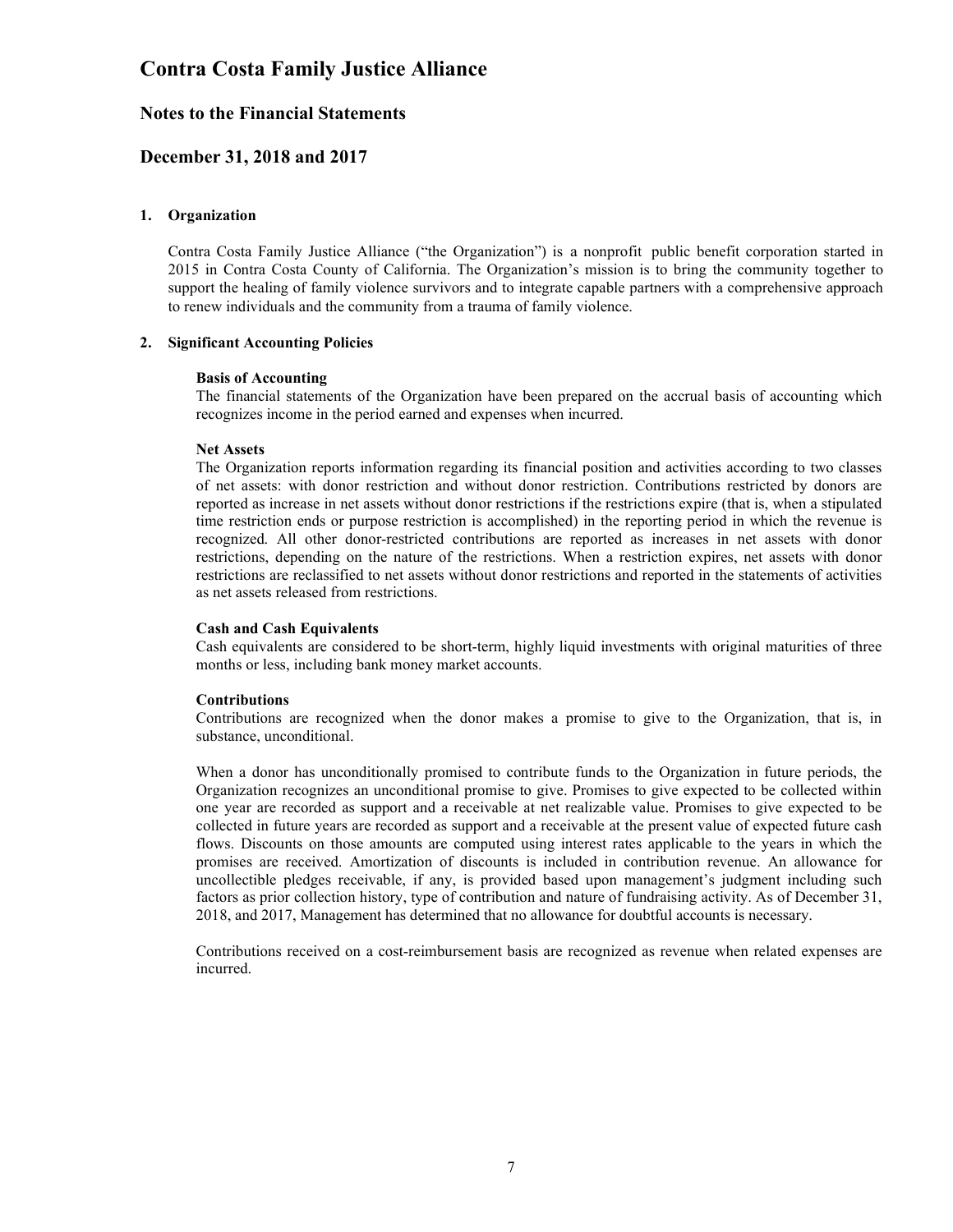# Contra Costa Family Justice Alliance

## Notes to the Financial Statements

## December 31, 2018 and 2017

### 1. Organization

Contra Costa Family Justice Alliance ("the Organization") is a nonprofit public benefit corporation started in 2015 in Contra Costa County of California. The Organization's mission is to bring the community together to support the healing of family violence survivors and to integrate capable partners with a comprehensive approach to renew individuals and the community from a trauma of family violence.

### 2. Significant Accounting Policies

**Basis of Accounting**
The financial statements of the Organization have been prepared on the accrual basis of accounting which recognizes income in the period earned and expenses when incurred.

**Net Assets**
The Organization reports information regarding its financial position and activities according to two classes of net assets: with donor restriction and without donor restriction. Contributions restricted by donors are reported as increase in net assets without donor restrictions if the restrictions expire (that is, when a stipulated time restriction ends or purpose restriction is accomplished) in the reporting period in which the revenue is recognized. All other donor-restricted contributions are reported as increases in net assets with donor restrictions, depending on the nature of the restrictions. When a restriction expires, net assets with donor restrictions are reclassified to net assets without donor restrictions and reported in the statements of activities as net assets released from restrictions.

**Cash and Cash Equivalents**
Cash equivalents are considered to be short-term, highly liquid investments with original maturities of three months or less, including bank money market accounts.

**Contributions**
Contributions are recognized when the donor makes a promise to give to the Organization, that is, in substance, unconditional.

When a donor has unconditionally promised to contribute funds to the Organization in future periods, the Organization recognizes an unconditional promise to give. Promises to give expected to be collected within one year are recorded as support and a receivable at net realizable value. Promises to give expected to be collected in future years are recorded as support and a receivable at the present value of expected future cash flows. Discounts on those amounts are computed using interest rates applicable to the years in which the promises are received. Amortization of discounts is included in contribution revenue. An allowance for uncollectible pledges receivable, if any, is provided based upon management's judgment including such factors as prior collection history, type of contribution and nature of fundraising activity. As of December 31, 2018, and 2017, Management has determined that no allowance for doubtful accounts is necessary.

Contributions received on a cost-reimbursement basis are recognized as revenue when related expenses are incurred.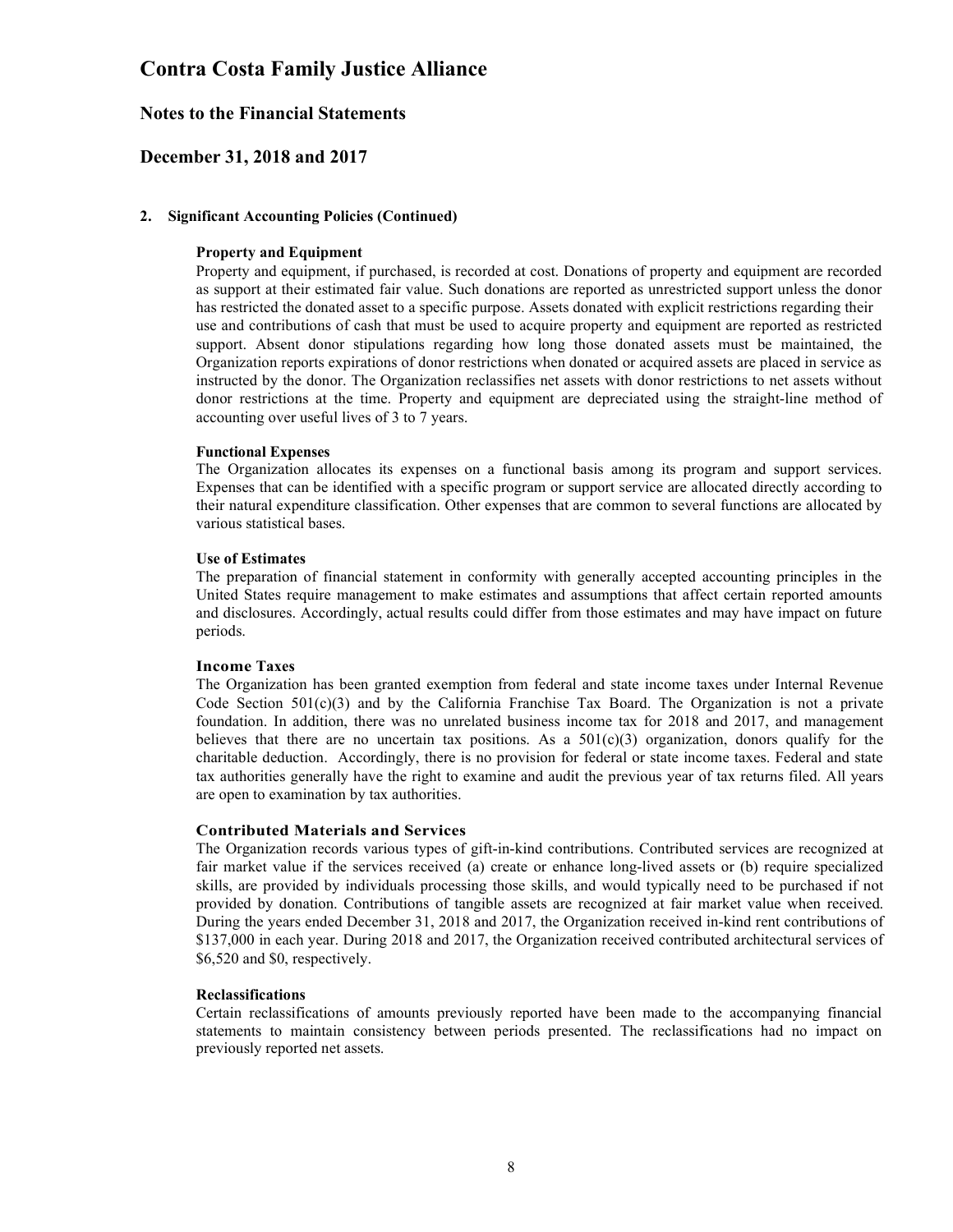# Contra Costa Family Justice Alliance

## Notes to the Financial Statements

## December 31, 2018 and 2017

### 2. Significant Accounting Policies (Continued)

**Property and Equipment**

Property and equipment, if purchased, is recorded at cost. Donations of property and equipment are recorded as support at their estimated fair value. Such donations are reported as unrestricted support unless the donor has restricted the donated asset to a specific purpose. Assets donated with explicit restrictions regarding their use and contributions of cash that must be used to acquire property and equipment are reported as restricted support. Absent donor stipulations regarding how long those donated assets must be maintained, the Organization reports expirations of donor restrictions when donated or acquired assets are placed in service as instructed by the donor. The Organization reclassifies net assets with donor restrictions to net assets without donor restrictions at the time. Property and equipment are depreciated using the straight-line method of accounting over useful lives of 3 to 7 years.

**Functional Expenses**

The Organization allocates its expenses on a functional basis among its program and support services. Expenses that can be identified with a specific program or support service are allocated directly according to their natural expenditure classification. Other expenses that are common to several functions are allocated by various statistical bases.

**Use of Estimates**

The preparation of financial statement in conformity with generally accepted accounting principles in the United States require management to make estimates and assumptions that affect certain reported amounts and disclosures. Accordingly, actual results could differ from those estimates and may have impact on future periods.

**Income Taxes**

The Organization has been granted exemption from federal and state income taxes under Internal Revenue Code Section 501(c)(3) and by the California Franchise Tax Board. The Organization is not a private foundation. In addition, there was no unrelated business income tax for 2018 and 2017, and management believes that there are no uncertain tax positions. As a 501(c)(3) organization, donors qualify for the charitable deduction. Accordingly, there is no provision for federal or state income taxes. Federal and state tax authorities generally have the right to examine and audit the previous year of tax returns filed. All years are open to examination by tax authorities.

**Contributed Materials and Services**

The Organization records various types of gift-in-kind contributions. Contributed services are recognized at fair market value if the services received (a) create or enhance long-lived assets or (b) require specialized skills, are provided by individuals processing those skills, and would typically need to be purchased if not provided by donation. Contributions of tangible assets are recognized at fair market value when received. During the years ended December 31, 2018 and 2017, the Organization received in-kind rent contributions of $137,000 in each year. During 2018 and 2017, the Organization received contributed architectural services of $6,520 and $0, respectively.

**Reclassifications**

Certain reclassifications of amounts previously reported have been made to the accompanying financial statements to maintain consistency between periods presented. The reclassifications had no impact on previously reported net assets.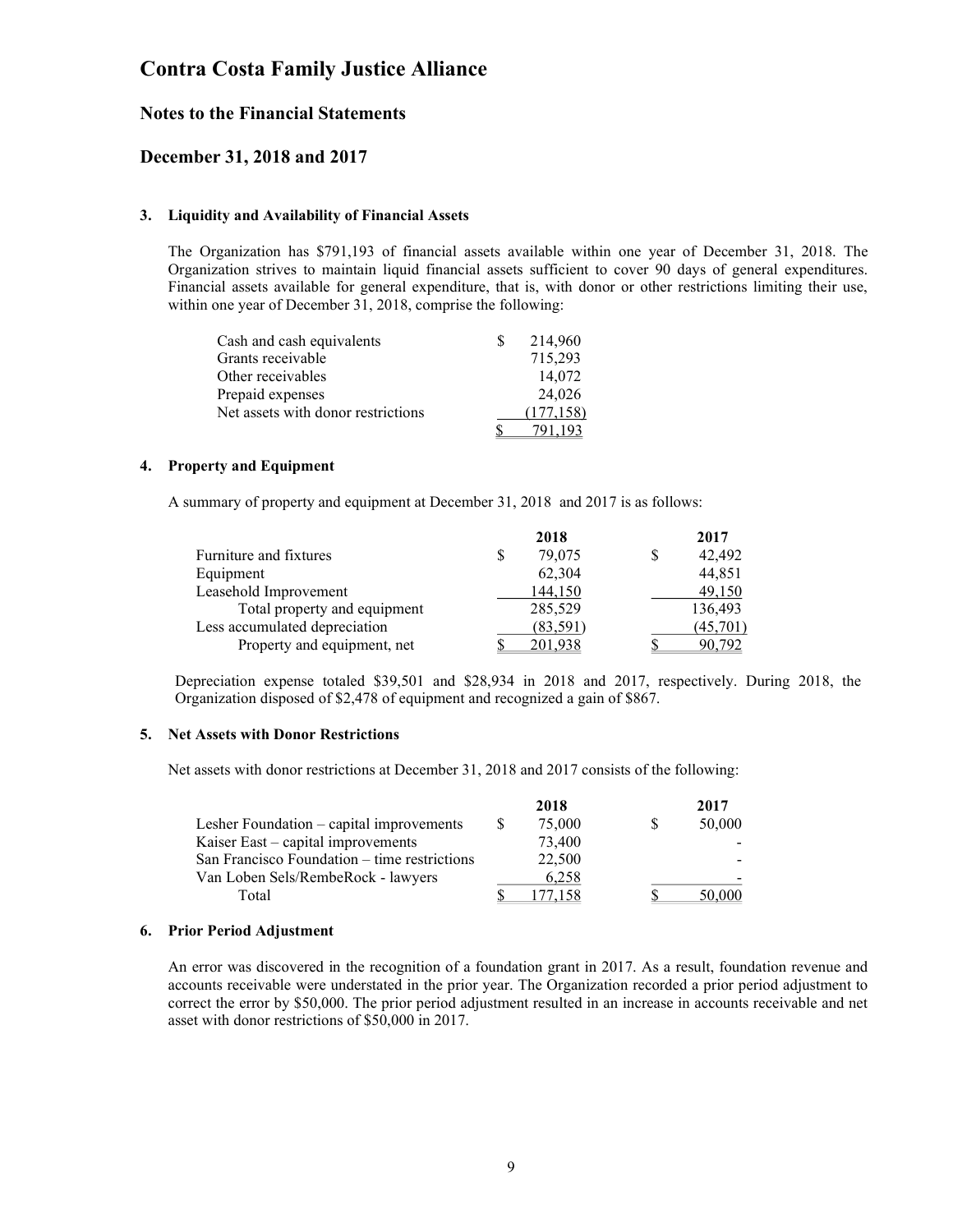# Contra Costa Family Justice Alliance

## Notes to the Financial Statements

## December 31, 2018 and 2017

### 3. Liquidity and Availability of Financial Assets

The Organization has $791,193 of financial assets available within one year of December 31, 2018. The Organization strives to maintain liquid financial assets sufficient to cover 90 days of general expenditures. Financial assets available for general expenditure, that is, with donor or other restrictions limiting their use, within one year of December 31, 2018, comprise the following:

| | |
|---|---|
| Cash and cash equivalents | $ 214,960 |
| Grants receivable | 715,293 |
| Other receivables | 14,072 |
| Prepaid expenses | 24,026 |
| Net assets with donor restrictions | (177,158) |
| | $ 791,193 |

### 4. Property and Equipment

A summary of property and equipment at December 31, 2018 and 2017 is as follows:

| | 2018 | 2017 |
|---|---|---|
| Furniture and fixtures | $ 79,075 | $ 42,492 |
| Equipment | 62,304 | 44,851 |
| Leasehold Improvement | 144,150 | 49,150 |
| Total property and equipment | 285,529 | 136,493 |
| Less accumulated depreciation | (83,591) | (45,701) |
| Property and equipment, net | $ 201,938 | $ 90,792 |

Depreciation expense totaled $39,501 and $28,934 in 2018 and 2017, respectively. During 2018, the Organization disposed of $2,478 of equipment and recognized a gain of $867.

### 5. Net Assets with Donor Restrictions

Net assets with donor restrictions at December 31, 2018 and 2017 consists of the following:

| | 2018 | 2017 |
|---|---|---|
| Lesher Foundation – capital improvements | $ 75,000 | $ 50,000 |
| Kaiser East – capital improvements | 73,400 | - |
| San Francisco Foundation – time restrictions | 22,500 | - |
| Van Loben Sels/RembeRock - lawyers | 6,258 | - |
| Total | $ 177,158 | $ 50,000 |

### 6. Prior Period Adjustment

An error was discovered in the recognition of a foundation grant in 2017. As a result, foundation revenue and accounts receivable were understated in the prior year. The Organization recorded a prior period adjustment to correct the error by $50,000. The prior period adjustment resulted in an increase in accounts receivable and net asset with donor restrictions of $50,000 in 2017.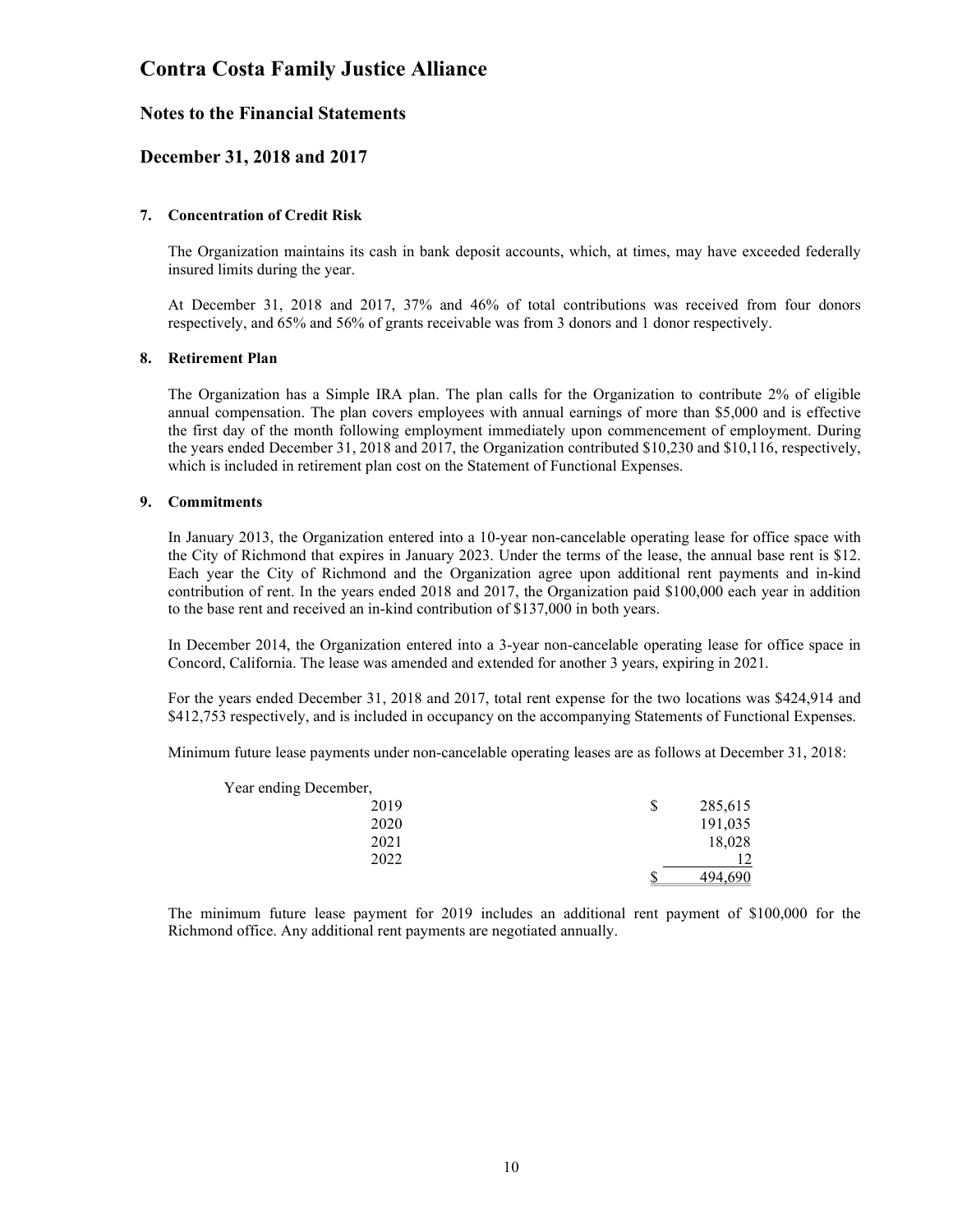# Contra Costa Family Justice Alliance

## Notes to the Financial Statements

## December 31, 2018 and 2017

**7. Concentration of Credit Risk**

The Organization maintains its cash in bank deposit accounts, which, at times, may have exceeded federally insured limits during the year.

At December 31, 2018 and 2017, 37% and 46% of total contributions was received from four donors respectively, and 65% and 56% of grants receivable was from 3 donors and 1 donor respectively.

**8. Retirement Plan**

The Organization has a Simple IRA plan. The plan calls for the Organization to contribute 2% of eligible annual compensation. The plan covers employees with annual earnings of more than $5,000 and is effective the first day of the month following employment immediately upon commencement of employment. During the years ended December 31, 2018 and 2017, the Organization contributed $10,230 and $10,116, respectively, which is included in retirement plan cost on the Statement of Functional Expenses.

**9. Commitments**

In January 2013, the Organization entered into a 10-year non-cancelable operating lease for office space with the City of Richmond that expires in January 2023. Under the terms of the lease, the annual base rent is $12. Each year the City of Richmond and the Organization agree upon additional rent payments and in-kind contribution of rent. In the years ended 2018 and 2017, the Organization paid $100,000 each year in addition to the base rent and received an in-kind contribution of $137,000 in both years.

In December 2014, the Organization entered into a 3-year non-cancelable operating lease for office space in Concord, California. The lease was amended and extended for another 3 years, expiring in 2021.

For the years ended December 31, 2018 and 2017, total rent expense for the two locations was $424,914 and $412,753 respectively, and is included in occupancy on the accompanying Statements of Functional Expenses.

Minimum future lease payments under non-cancelable operating leases are as follows at December 31, 2018:

| Year ending December, | |
|---|---|
| 2019 | $ 285,615 |
| 2020 | 191,035 |
| 2021 | 18,028 |
| 2022 | 12 |
| | $ 494,690 |

The minimum future lease payment for 2019 includes an additional rent payment of $100,000 for the Richmond office. Any additional rent payments are negotiated annually.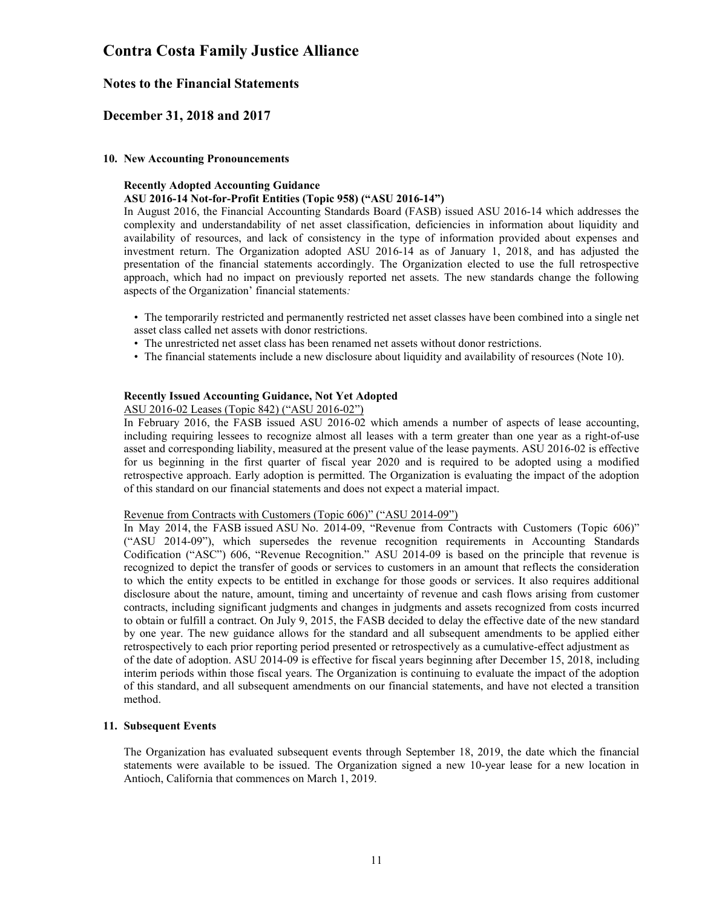# Contra Costa Family Justice Alliance

## Notes to the Financial Statements

## December 31, 2018 and 2017

### 10. New Accounting Pronouncements

**Recently Adopted Accounting Guidance**

**ASU 2016-14 Not-for-Profit Entities (Topic 958) ("ASU 2016-14")**

In August 2016, the Financial Accounting Standards Board (FASB) issued ASU 2016-14 which addresses the complexity and understandability of net asset classification, deficiencies in information about liquidity and availability of resources, and lack of consistency in the type of information provided about expenses and investment return. The Organization adopted ASU 2016-14 as of January 1, 2018, and has adjusted the presentation of the financial statements accordingly. The Organization elected to use the full retrospective approach, which had no impact on previously reported net assets. The new standards change the following aspects of the Organization' financial statements*:*

- The temporarily restricted and permanently restricted net asset classes have been combined into a single net asset class called net assets with donor restrictions.
- The unrestricted net asset class has been renamed net assets without donor restrictions.
- The financial statements include a new disclosure about liquidity and availability of resources (Note 10).

**Recently Issued Accounting Guidance, Not Yet Adopted**

<u>ASU 2016-02 Leases (Topic 842) ("ASU 2016-02")</u>

In February 2016, the FASB issued ASU 2016-02 which amends a number of aspects of lease accounting, including requiring lessees to recognize almost all leases with a term greater than one year as a right-of-use asset and corresponding liability, measured at the present value of the lease payments. ASU 2016-02 is effective for us beginning in the first quarter of fiscal year 2020 and is required to be adopted using a modified retrospective approach. Early adoption is permitted. The Organization is evaluating the impact of the adoption of this standard on our financial statements and does not expect a material impact.

<u>Revenue from Contracts with Customers (Topic 606)" ("ASU 2014-09")</u>

In May 2014, the FASB issued ASU No. 2014-09, "Revenue from Contracts with Customers (Topic 606)" ("ASU 2014-09"), which supersedes the revenue recognition requirements in Accounting Standards Codification ("ASC") 606, "Revenue Recognition." ASU 2014-09 is based on the principle that revenue is recognized to depict the transfer of goods or services to customers in an amount that reflects the consideration to which the entity expects to be entitled in exchange for those goods or services. It also requires additional disclosure about the nature, amount, timing and uncertainty of revenue and cash flows arising from customer contracts, including significant judgments and changes in judgments and assets recognized from costs incurred to obtain or fulfill a contract. On July 9, 2015, the FASB decided to delay the effective date of the new standard by one year. The new guidance allows for the standard and all subsequent amendments to be applied either retrospectively to each prior reporting period presented or retrospectively as a cumulative-effect adjustment as of the date of adoption. ASU 2014-09 is effective for fiscal years beginning after December 15, 2018, including interim periods within those fiscal years. The Organization is continuing to evaluate the impact of the adoption of this standard, and all subsequent amendments on our financial statements, and have not elected a transition method.

### 11. Subsequent Events

The Organization has evaluated subsequent events through September 18, 2019, the date which the financial statements were available to be issued. The Organization signed a new 10-year lease for a new location in Antioch, California that commences on March 1, 2019.